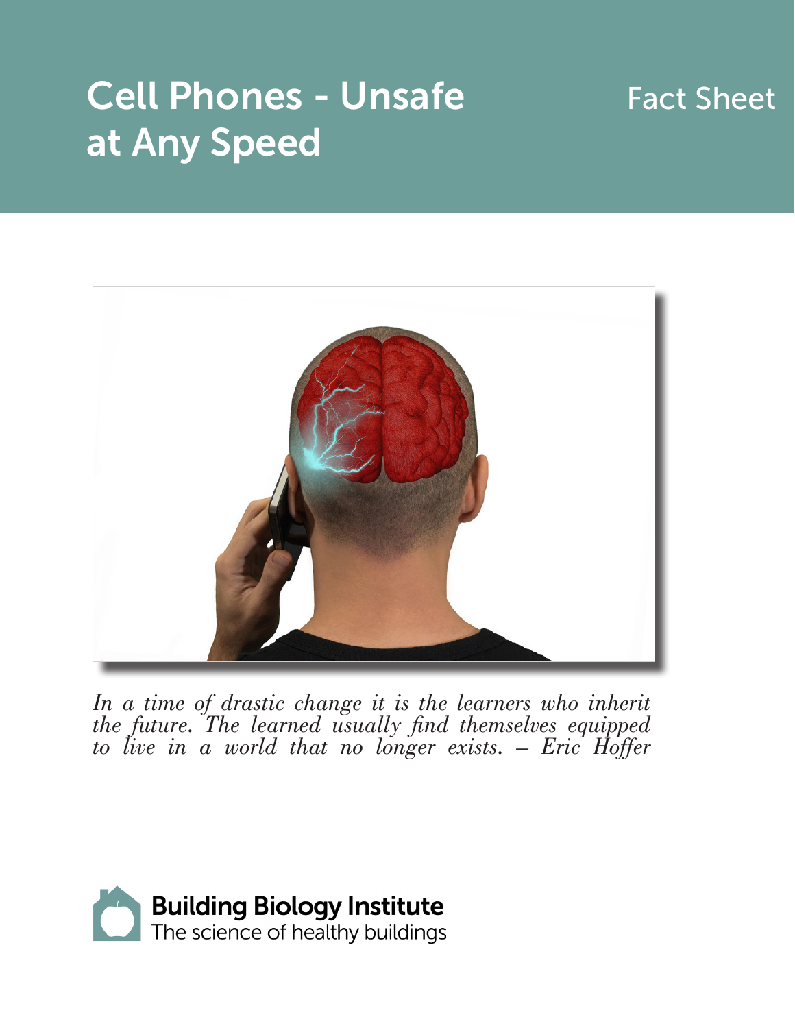# Cell Phones - Unsafe at Any Speed

Fact Sheet

*In a time of drastic change it is the learners who inherit the future. The learned usually find themselves equipped to live in a world that no longer exists. – Eric Hoffer*

**Building Biology Institute**
The science of healthy buildings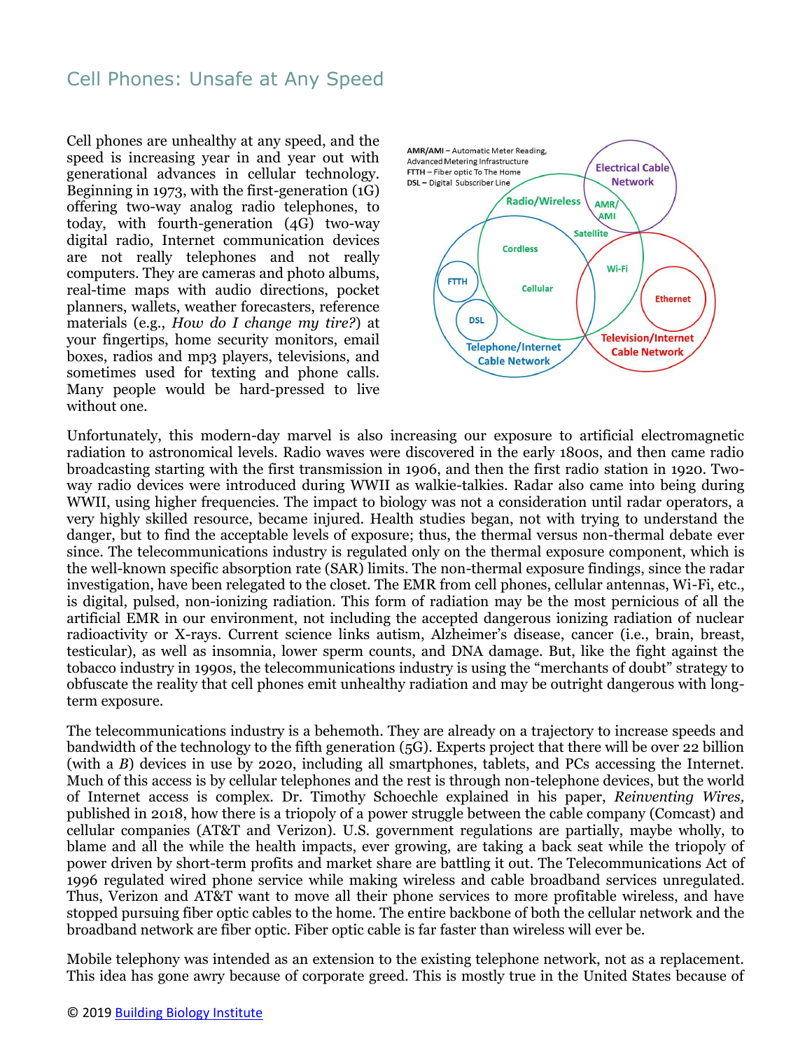## Cell Phones: Unsafe at Any Speed

Cell phones are unhealthy at any speed, and the speed is increasing year in and year out with generational advances in cellular technology. Beginning in 1973, with the first-generation (1G) offering two-way analog radio telephones, to today, with fourth-generation (4G) two-way digital radio, Internet communication devices are not really telephones and not really computers. They are cameras and photo albums, real-time maps with audio directions, pocket planners, wallets, weather forecasters, reference materials (e.g., *How do I change my tire?*) at your fingertips, home security monitors, email boxes, radios and mp3 players, televisions, and sometimes used for texting and phone calls. Many people would be hard-pressed to live without one.

AMR/AMI – Automatic Meter Reading, Advanced Metering Infrastructure
FTTH – Fiber optic To The Home
DSL – Digital Subscriber Line

Unfortunately, this modern-day marvel is also increasing our exposure to artificial electromagnetic radiation to astronomical levels. Radio waves were discovered in the early 1800s, and then came radio broadcasting starting with the first transmission in 1906, and then the first radio station in 1920. Two-way radio devices were introduced during WWII as walkie-talkies. Radar also came into being during WWII, using higher frequencies. The impact to biology was not a consideration until radar operators, a very highly skilled resource, became injured. Health studies began, not with trying to understand the danger, but to find the acceptable levels of exposure; thus, the thermal versus non-thermal debate ever since. The telecommunications industry is regulated only on the thermal exposure component, which is the well-known specific absorption rate (SAR) limits. The non-thermal exposure findings, since the radar investigation, have been relegated to the closet. The EMR from cell phones, cellular antennas, Wi-Fi, etc., is digital, pulsed, non-ionizing radiation. This form of radiation may be the most pernicious of all the artificial EMR in our environment, not including the accepted dangerous ionizing radiation of nuclear radioactivity or X-rays. Current science links autism, Alzheimer's disease, cancer (i.e., brain, breast, testicular), as well as insomnia, lower sperm counts, and DNA damage. But, like the fight against the tobacco industry in 1990s, the telecommunications industry is using the "merchants of doubt" strategy to obfuscate the reality that cell phones emit unhealthy radiation and may be outright dangerous with long-term exposure.

The telecommunications industry is a behemoth. They are already on a trajectory to increase speeds and bandwidth of the technology to the fifth generation (5G). Experts project that there will be over 22 billion (with a *B*) devices in use by 2020, including all smartphones, tablets, and PCs accessing the Internet. Much of this access is by cellular telephones and the rest is through non-telephone devices, but the world of Internet access is complex. Dr. Timothy Schoechle explained in his paper, *Reinventing Wires,* published in 2018, how there is a triopoly of a power struggle between the cable company (Comcast) and cellular companies (AT&T and Verizon). U.S. government regulations are partially, maybe wholly, to blame and all the while the health impacts, ever growing, are taking a back seat while the triopoly of power driven by short-term profits and market share are battling it out. The Telecommunications Act of 1996 regulated wired phone service while making wireless and cable broadband services unregulated. Thus, Verizon and AT&T want to move all their phone services to more profitable wireless, and have stopped pursuing fiber optic cables to the home. The entire backbone of both the cellular network and the broadband network are fiber optic. Fiber optic cable is far faster than wireless will ever be.

Mobile telephony was intended as an extension to the existing telephone network, not as a replacement. This idea has gone awry because of corporate greed. This is mostly true in the United States because of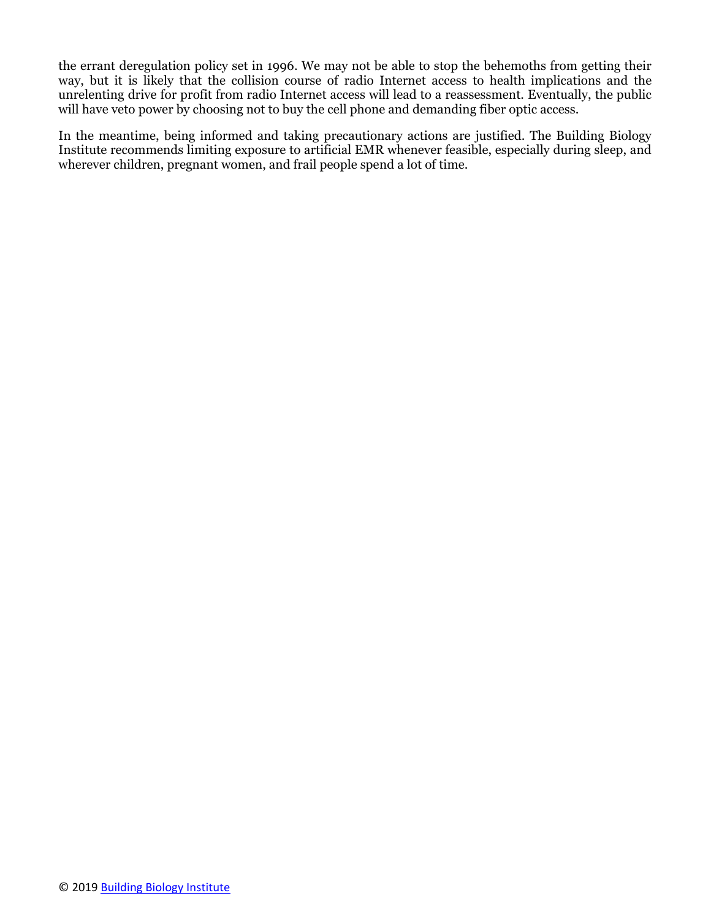the errant deregulation policy set in 1996. We may not be able to stop the behemoths from getting their way, but it is likely that the collision course of radio Internet access to health implications and the unrelenting drive for profit from radio Internet access will lead to a reassessment. Eventually, the public will have veto power by choosing not to buy the cell phone and demanding fiber optic access.

In the meantime, being informed and taking precautionary actions are justified. The Building Biology Institute recommends limiting exposure to artificial EMR whenever feasible, especially during sleep, and wherever children, pregnant women, and frail people spend a lot of time.

© 2019 [Building Biology Institute]